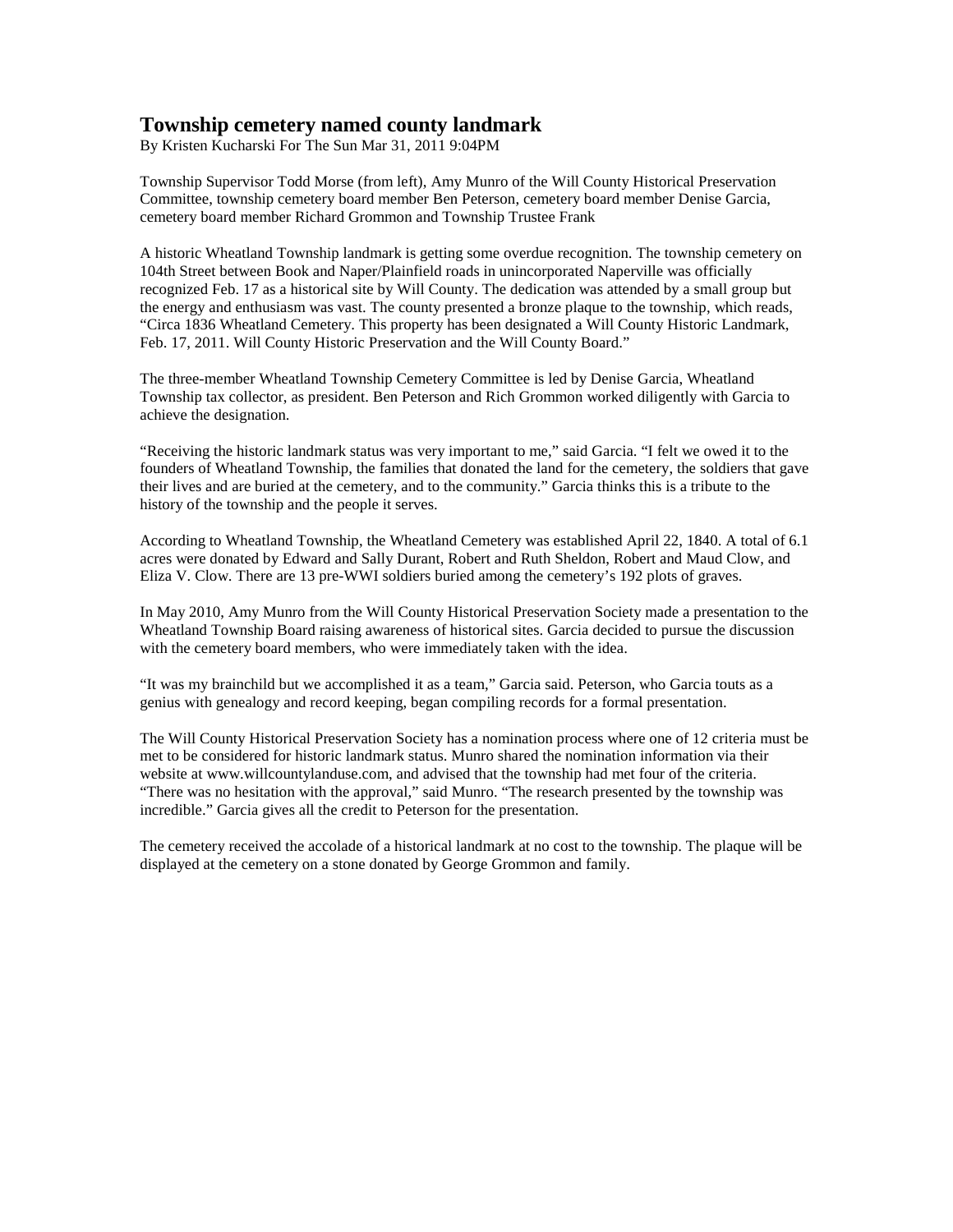# Township cemetery named county landmark

By Kristen Kucharski For The Sun Mar 31, 2011 9:04PM

Township Supervisor Todd Morse (from left), Amy Munro of the Will County Historical Preservation Committee, township cemetery board member Ben Peterson, cemetery board member Denise Garcia, cemetery board member Richard Grommon and Township Trustee Frank

A historic Wheatland Township landmark is getting some overdue recognition. The township cemetery on 104th Street between Book and Naper/Plainfield roads in unincorporated Naperville was officially recognized Feb. 17 as a historical site by Will County. The dedication was attended by a small group but the energy and enthusiasm was vast. The county presented a bronze plaque to the township, which reads, "Circa 1836 Wheatland Cemetery. This property has been designated a Will County Historic Landmark, Feb. 17, 2011. Will County Historic Preservation and the Will County Board."

The three-member Wheatland Township Cemetery Committee is led by Denise Garcia, Wheatland Township tax collector, as president. Ben Peterson and Rich Grommon worked diligently with Garcia to achieve the designation.

"Receiving the historic landmark status was very important to me," said Garcia. "I felt we owed it to the founders of Wheatland Township, the families that donated the land for the cemetery, the soldiers that gave their lives and are buried at the cemetery, and to the community." Garcia thinks this is a tribute to the history of the township and the people it serves.

According to Wheatland Township, the Wheatland Cemetery was established April 22, 1840. A total of 6.1 acres were donated by Edward and Sally Durant, Robert and Ruth Sheldon, Robert and Maud Clow, and Eliza V. Clow. There are 13 pre-WWI soldiers buried among the cemetery's 192 plots of graves.

In May 2010, Amy Munro from the Will County Historical Preservation Society made a presentation to the Wheatland Township Board raising awareness of historical sites. Garcia decided to pursue the discussion with the cemetery board members, who were immediately taken with the idea.

"It was my brainchild but we accomplished it as a team," Garcia said. Peterson, who Garcia touts as a genius with genealogy and record keeping, began compiling records for a formal presentation.

The Will County Historical Preservation Society has a nomination process where one of 12 criteria must be met to be considered for historic landmark status. Munro shared the nomination information via their website at www.willcountylanduse.com, and advised that the township had met four of the criteria. "There was no hesitation with the approval," said Munro. "The research presented by the township was incredible." Garcia gives all the credit to Peterson for the presentation.

The cemetery received the accolade of a historical landmark at no cost to the township. The plaque will be displayed at the cemetery on a stone donated by George Grommon and family.